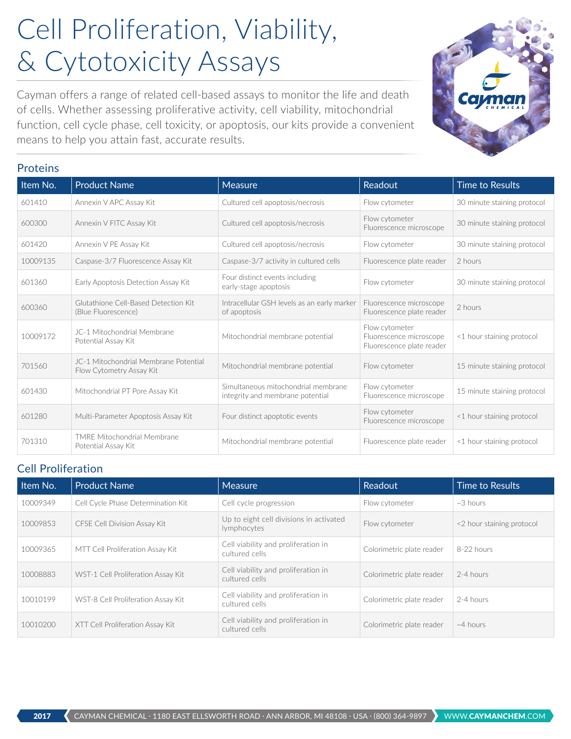# Cell Proliferation, Viability, & Cytotoxicity Assays

Cayman offers a range of related cell-based assays to monitor the life and death of cells. Whether assessing proliferative activity, cell viability, mitochondrial function, cell cycle phase, cell toxicity, or apoptosis, our kits provide a convenient means to help you attain fast, accurate results.

## Proteins

| Item No. | Product Name | Measure | Readout | Time to Results |
|---|---|---|---|---|
| 601410 | Annexin V APC Assay Kit | Cultured cell apoptosis/necrosis | Flow cytometer | 30 minute staining protocol |
| 600300 | Annexin V FITC Assay Kit | Cultured cell apoptosis/necrosis | Flow cytometer<br>Fluorescence microscope | 30 minute staining protocol |
| 601420 | Annexin V PE Assay Kit | Cultured cell apoptosis/necrosis | Flow cytometer | 30 minute staining protocol |
| 10009135 | Caspase-3/7 Fluorescence Assay Kit | Caspase-3/7 activity in cultured cells | Fluorescence plate reader | 2 hours |
| 601360 | Early Apoptosis Detection Assay Kit | Four distinct events including early-stage apoptosis | Flow cytometer | 30 minute staining protocol |
| 600360 | Glutathione Cell-Based Detection Kit (Blue Fluorescence) | Intracellular GSH levels as an early marker of apoptosis | Fluorescence microscope<br>Fluorescence plate reader | 2 hours |
| 10009172 | JC-1 Mitochondrial Membrane Potential Assay Kit | Mitochondrial membrane potential | Flow cytometer<br>Fluorescence microscope<br>Fluorescence plate reader | <1 hour staining protocol |
| 701560 | JC-1 Mitochondrial Membrane Potential Flow Cytometry Assay Kit | Mitochondrial membrane potential | Flow cytometer | 15 minute staining protocol |
| 601430 | Mitochondrial PT Pore Assay Kit | Simultaneous mitochondrial membrane integrity and membrane potential | Flow cytometer<br>Fluorescence microscope | 15 minute staining protocol |
| 601280 | Multi-Parameter Apoptosis Assay Kit | Four distinct apoptotic events | Flow cytometer<br>Fluorescence microscope | <1 hour staining protocol |
| 701310 | TMRE Mitochondrial Membrane Potential Assay Kit | Mitochondrial membrane potential | Fluorescence plate reader | <1 hour staining protocol |

## Cell Proliferation

| Item No. | Product Name | Measure | Readout | Time to Results |
|---|---|---|---|---|
| 10009349 | Cell Cycle Phase Determination Kit | Cell cycle progression | Flow cytometer | ~3 hours |
| 10009853 | CFSE Cell Division Assay Kit | Up to eight cell divisions in activated lymphocytes | Flow cytometer | <2 hour staining protocol |
| 10009365 | MTT Cell Proliferation Assay Kit | Cell viability and proliferation in cultured cells | Colorimetric plate reader | 8-22 hours |
| 10008883 | WST-1 Cell Proliferation Assay Kit | Cell viability and proliferation in cultured cells | Colorimetric plate reader | 2-4 hours |
| 10010199 | WST-8 Cell Proliferation Assay Kit | Cell viability and proliferation in cultured cells | Colorimetric plate reader | 2-4 hours |
| 10010200 | XTT Cell Proliferation Assay Kit | Cell viability and proliferation in cultured cells | Colorimetric plate reader | ~4 hours |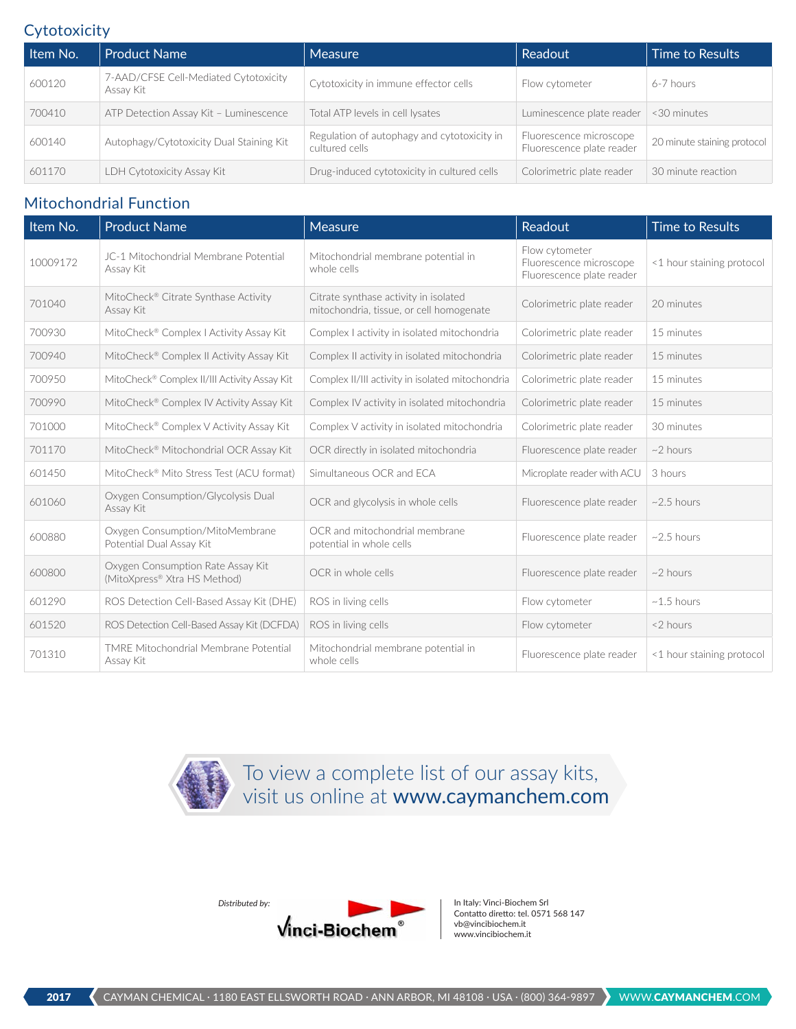## Cytotoxicity

| Item No. | Product Name | Measure | Readout | Time to Results |
|---|---|---|---|---|
| 600120 | 7-AAD/CFSE Cell-Mediated Cytotoxicity Assay Kit | Cytotoxicity in immune effector cells | Flow cytometer | 6-7 hours |
| 700410 | ATP Detection Assay Kit – Luminescence | Total ATP levels in cell lysates | Luminescence plate reader | <30 minutes |
| 600140 | Autophagy/Cytotoxicity Dual Staining Kit | Regulation of autophagy and cytotoxicity in cultured cells | Fluorescence microscope Fluorescence plate reader | 20 minute staining protocol |
| 601170 | LDH Cytotoxicity Assay Kit | Drug-induced cytotoxicity in cultured cells | Colorimetric plate reader | 30 minute reaction |

## Mitochondrial Function

| Item No. | Product Name | Measure | Readout | Time to Results |
|---|---|---|---|---|
| 10009172 | JC-1 Mitochondrial Membrane Potential Assay Kit | Mitochondrial membrane potential in whole cells | Flow cytometer Fluorescence microscope Fluorescence plate reader | <1 hour staining protocol |
| 701040 | MitoCheck® Citrate Synthase Activity Assay Kit | Citrate synthase activity in isolated mitochondria, tissue, or cell homogenate | Colorimetric plate reader | 20 minutes |
| 700930 | MitoCheck® Complex I Activity Assay Kit | Complex I activity in isolated mitochondria | Colorimetric plate reader | 15 minutes |
| 700940 | MitoCheck® Complex II Activity Assay Kit | Complex II activity in isolated mitochondria | Colorimetric plate reader | 15 minutes |
| 700950 | MitoCheck® Complex II/III Activity Assay Kit | Complex II/III activity in isolated mitochondria | Colorimetric plate reader | 15 minutes |
| 700990 | MitoCheck® Complex IV Activity Assay Kit | Complex IV activity in isolated mitochondria | Colorimetric plate reader | 15 minutes |
| 701000 | MitoCheck® Complex V Activity Assay Kit | Complex V activity in isolated mitochondria | Colorimetric plate reader | 30 minutes |
| 701170 | MitoCheck® Mitochondrial OCR Assay Kit | OCR directly in isolated mitochondria | Fluorescence plate reader | ~2 hours |
| 601450 | MitoCheck® Mito Stress Test (ACU format) | Simultaneous OCR and ECA | Microplate reader with ACU | 3 hours |
| 601060 | Oxygen Consumption/Glycolysis Dual Assay Kit | OCR and glycolysis in whole cells | Fluorescence plate reader | ~2.5 hours |
| 600880 | Oxygen Consumption/MitoMembrane Potential Dual Assay Kit | OCR and mitochondrial membrane potential in whole cells | Fluorescence plate reader | ~2.5 hours |
| 600800 | Oxygen Consumption Rate Assay Kit (MitoXpress® Xtra HS Method) | OCR in whole cells | Fluorescence plate reader | ~2 hours |
| 601290 | ROS Detection Cell-Based Assay Kit (DHE) | ROS in living cells | Flow cytometer | ~1.5 hours |
| 601520 | ROS Detection Cell-Based Assay Kit (DCFDA) | ROS in living cells | Flow cytometer | <2 hours |
| 701310 | TMRE Mitochondrial Membrane Potential Assay Kit | Mitochondrial membrane potential in whole cells | Fluorescence plate reader | <1 hour staining protocol |

To view a complete list of our assay kits, visit us online at **www.caymanchem.com**

*Distributed by:* Vinci-Biochem®

In Italy: Vinci-Biochem Srl
Contatto diretto: tel. 0571 568 147
vb@vincibiochem.it
www.vincibiochem.it

2017 CAYMAN CHEMICAL · 1180 EAST ELLSWORTH ROAD · ANN ARBOR, MI 48108 · USA · (800) 364-9897 WWW.CAYMANCHEM.COM